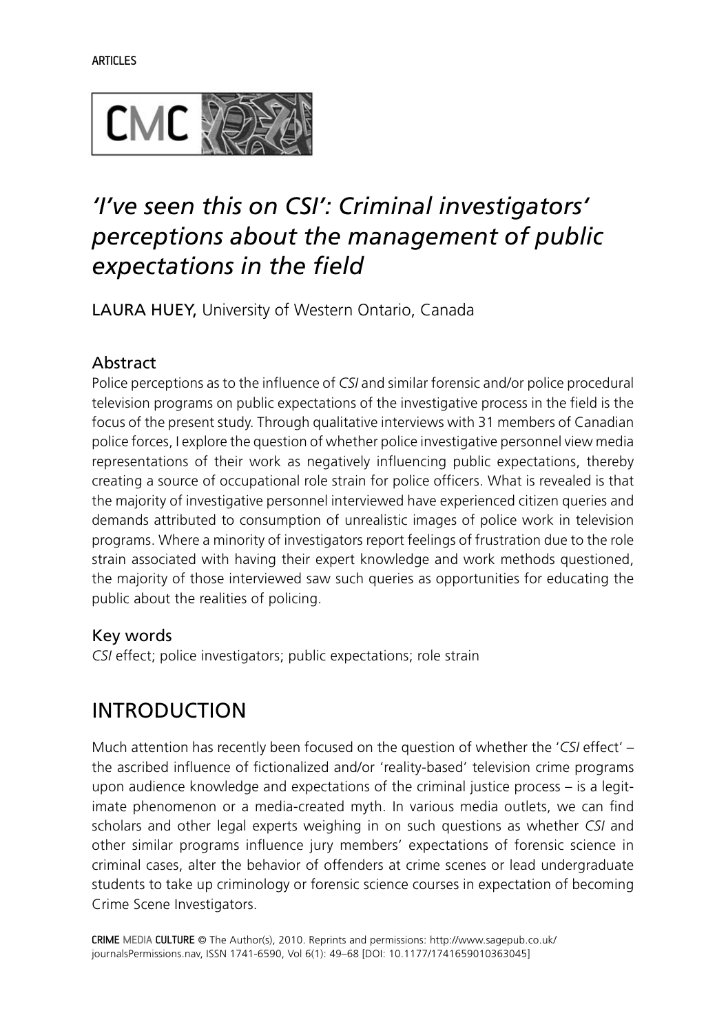ARTICLES

# *'I've seen this on CSI': Criminal investigators' perceptions about the management of public expectations in the field*

LAURA HUEY, University of Western Ontario, Canada

## Abstract

Police perceptions as to the influence of *CSI* and similar forensic and/or police procedural television programs on public expectations of the investigative process in the field is the focus of the present study. Through qualitative interviews with 31 members of Canadian police forces, I explore the question of whether police investigative personnel view media representations of their work as negatively influencing public expectations, thereby creating a source of occupational role strain for police officers. What is revealed is that the majority of investigative personnel interviewed have experienced citizen queries and demands attributed to consumption of unrealistic images of police work in television programs. Where a minority of investigators report feelings of frustration due to the role strain associated with having their expert knowledge and work methods questioned, the majority of those interviewed saw such queries as opportunities for educating the public about the realities of policing.

## Key words

*CSI* effect; police investigators; public expectations; role strain

## INTRODUCTION

Much attention has recently been focused on the question of whether the '*CSI* effect' – the ascribed influence of fictionalized and/or 'reality-based' television crime programs upon audience knowledge and expectations of the criminal justice process – is a legitimate phenomenon or a media-created myth. In various media outlets, we can find scholars and other legal experts weighing in on such questions as whether *CSI* and other similar programs influence jury members' expectations of forensic science in criminal cases, alter the behavior of offenders at crime scenes or lead undergraduate students to take up criminology or forensic science courses in expectation of becoming Crime Scene Investigators.

CRIME MEDIA CULTURE © The Author(s), 2010. Reprints and permissions: http://www.sagepub.co.uk/journalsPermissions.nav, ISSN 1741-6590, Vol 6(1): 49–68 [DOI: 10.1177/1741659010363045]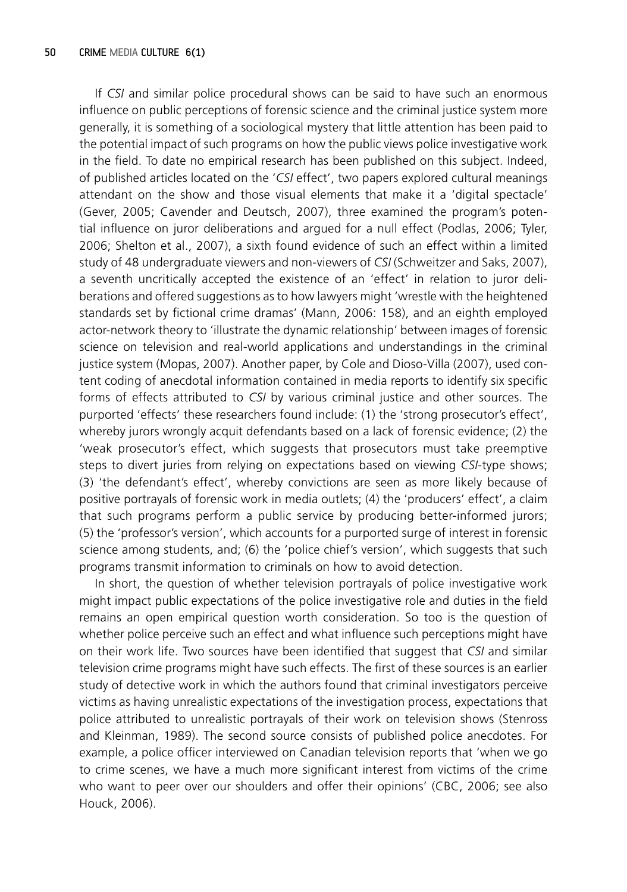If *CSI* and similar police procedural shows can be said to have such an enormous influence on public perceptions of forensic science and the criminal justice system more generally, it is something of a sociological mystery that little attention has been paid to the potential impact of such programs on how the public views police investigative work in the field. To date no empirical research has been published on this subject. Indeed, of published articles located on the '*CSI* effect', two papers explored cultural meanings attendant on the show and those visual elements that make it a 'digital spectacle' (Gever, 2005; Cavender and Deutsch, 2007), three examined the program's potential influence on juror deliberations and argued for a null effect (Podlas, 2006; Tyler, 2006; Shelton et al., 2007), a sixth found evidence of such an effect within a limited study of 48 undergraduate viewers and non-viewers of *CSI* (Schweitzer and Saks, 2007), a seventh uncritically accepted the existence of an 'effect' in relation to juror deliberations and offered suggestions as to how lawyers might 'wrestle with the heightened standards set by fictional crime dramas' (Mann, 2006: 158), and an eighth employed actor-network theory to 'illustrate the dynamic relationship' between images of forensic science on television and real-world applications and understandings in the criminal justice system (Mopas, 2007). Another paper, by Cole and Dioso-Villa (2007), used content coding of anecdotal information contained in media reports to identify six specific forms of effects attributed to *CSI* by various criminal justice and other sources. The purported 'effects' these researchers found include: (1) the 'strong prosecutor's effect', whereby jurors wrongly acquit defendants based on a lack of forensic evidence; (2) the 'weak prosecutor's effect, which suggests that prosecutors must take preemptive steps to divert juries from relying on expectations based on viewing *CSI*-type shows; (3) 'the defendant's effect', whereby convictions are seen as more likely because of positive portrayals of forensic work in media outlets; (4) the 'producers' effect', a claim that such programs perform a public service by producing better-informed jurors; (5) the 'professor's version', which accounts for a purported surge of interest in forensic science among students, and; (6) the 'police chief's version', which suggests that such programs transmit information to criminals on how to avoid detection.

In short, the question of whether television portrayals of police investigative work might impact public expectations of the police investigative role and duties in the field remains an open empirical question worth consideration. So too is the question of whether police perceive such an effect and what influence such perceptions might have on their work life. Two sources have been identified that suggest that *CSI* and similar television crime programs might have such effects. The first of these sources is an earlier study of detective work in which the authors found that criminal investigators perceive victims as having unrealistic expectations of the investigation process, expectations that police attributed to unrealistic portrayals of their work on television shows (Stenross and Kleinman, 1989). The second source consists of published police anecdotes. For example, a police officer interviewed on Canadian television reports that 'when we go to crime scenes, we have a much more significant interest from victims of the crime who want to peer over our shoulders and offer their opinions' (CBC, 2006; see also Houck, 2006).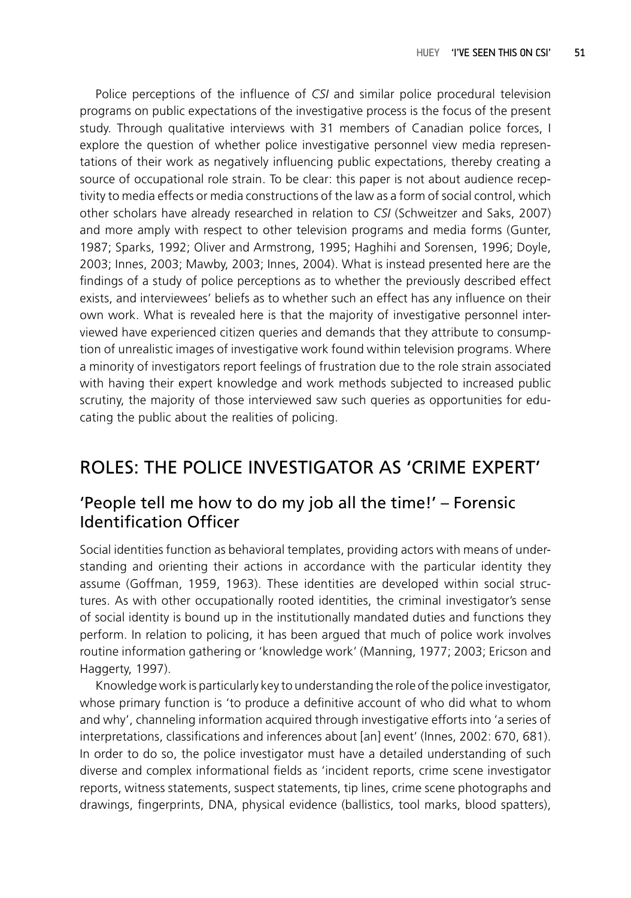Police perceptions of the influence of *CSI* and similar police procedural television programs on public expectations of the investigative process is the focus of the present study. Through qualitative interviews with 31 members of Canadian police forces, I explore the question of whether police investigative personnel view media representations of their work as negatively influencing public expectations, thereby creating a source of occupational role strain. To be clear: this paper is not about audience receptivity to media effects or media constructions of the law as a form of social control, which other scholars have already researched in relation to *CSI* (Schweitzer and Saks, 2007) and more amply with respect to other television programs and media forms (Gunter, 1987; Sparks, 1992; Oliver and Armstrong, 1995; Haghihi and Sorensen, 1996; Doyle, 2003; Innes, 2003; Mawby, 2003; Innes, 2004). What is instead presented here are the findings of a study of police perceptions as to whether the previously described effect exists, and interviewees' beliefs as to whether such an effect has any influence on their own work. What is revealed here is that the majority of investigative personnel interviewed have experienced citizen queries and demands that they attribute to consumption of unrealistic images of investigative work found within television programs. Where a minority of investigators report feelings of frustration due to the role strain associated with having their expert knowledge and work methods subjected to increased public scrutiny, the majority of those interviewed saw such queries as opportunities for educating the public about the realities of policing.

## ROLES: THE POLICE INVESTIGATOR AS 'CRIME EXPERT'

### 'People tell me how to do my job all the time!' – Forensic Identification Officer

Social identities function as behavioral templates, providing actors with means of understanding and orienting their actions in accordance with the particular identity they assume (Goffman, 1959, 1963). These identities are developed within social structures. As with other occupationally rooted identities, the criminal investigator's sense of social identity is bound up in the institutionally mandated duties and functions they perform. In relation to policing, it has been argued that much of police work involves routine information gathering or 'knowledge work' (Manning, 1977; 2003; Ericson and Haggerty, 1997).

Knowledge work is particularly key to understanding the role of the police investigator, whose primary function is 'to produce a definitive account of who did what to whom and why', channeling information acquired through investigative efforts into 'a series of interpretations, classifications and inferences about [an] event' (Innes, 2002: 670, 681). In order to do so, the police investigator must have a detailed understanding of such diverse and complex informational fields as 'incident reports, crime scene investigator reports, witness statements, suspect statements, tip lines, crime scene photographs and drawings, fingerprints, DNA, physical evidence (ballistics, tool marks, blood spatters),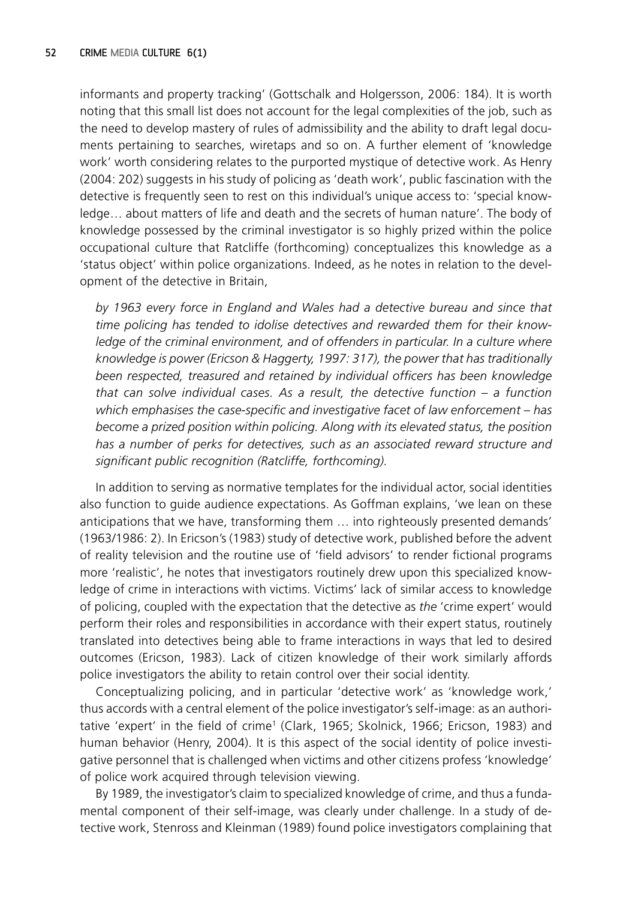informants and property tracking' (Gottschalk and Holgersson, 2006: 184). It is worth noting that this small list does not account for the legal complexities of the job, such as the need to develop mastery of rules of admissibility and the ability to draft legal documents pertaining to searches, wiretaps and so on. A further element of 'knowledge work' worth considering relates to the purported mystique of detective work. As Henry (2004: 202) suggests in his study of policing as 'death work', public fascination with the detective is frequently seen to rest on this individual's unique access to: 'special knowledge… about matters of life and death and the secrets of human nature'. The body of knowledge possessed by the criminal investigator is so highly prized within the police occupational culture that Ratcliffe (forthcoming) conceptualizes this knowledge as a 'status object' within police organizations. Indeed, as he notes in relation to the development of the detective in Britain,

> *by 1963 every force in England and Wales had a detective bureau and since that time policing has tended to idolise detectives and rewarded them for their knowledge of the criminal environment, and of offenders in particular. In a culture where knowledge is power (Ericson & Haggerty, 1997: 317), the power that has traditionally been respected, treasured and retained by individual officers has been knowledge that can solve individual cases. As a result, the detective function – a function which emphasises the case-specific and investigative facet of law enforcement – has become a prized position within policing. Along with its elevated status, the position has a number of perks for detectives, such as an associated reward structure and significant public recognition (Ratcliffe, forthcoming).*

In addition to serving as normative templates for the individual actor, social identities also function to guide audience expectations. As Goffman explains, 'we lean on these anticipations that we have, transforming them … into righteously presented demands' (1963/1986: 2). In Ericson's (1983) study of detective work, published before the advent of reality television and the routine use of 'field advisors' to render fictional programs more 'realistic', he notes that investigators routinely drew upon this specialized knowledge of crime in interactions with victims. Victims' lack of similar access to knowledge of policing, coupled with the expectation that the detective as *the* 'crime expert' would perform their roles and responsibilities in accordance with their expert status, routinely translated into detectives being able to frame interactions in ways that led to desired outcomes (Ericson, 1983). Lack of citizen knowledge of their work similarly affords police investigators the ability to retain control over their social identity.

Conceptualizing policing, and in particular 'detective work' as 'knowledge work,' thus accords with a central element of the police investigator's self-image: as an authoritative 'expert' in the field of crime[1] (Clark, 1965; Skolnick, 1966; Ericson, 1983) and human behavior (Henry, 2004). It is this aspect of the social identity of police investigative personnel that is challenged when victims and other citizens profess 'knowledge' of police work acquired through television viewing.

By 1989, the investigator's claim to specialized knowledge of crime, and thus a fundamental component of their self-image, was clearly under challenge. In a study of detective work, Stenross and Kleinman (1989) found police investigators complaining that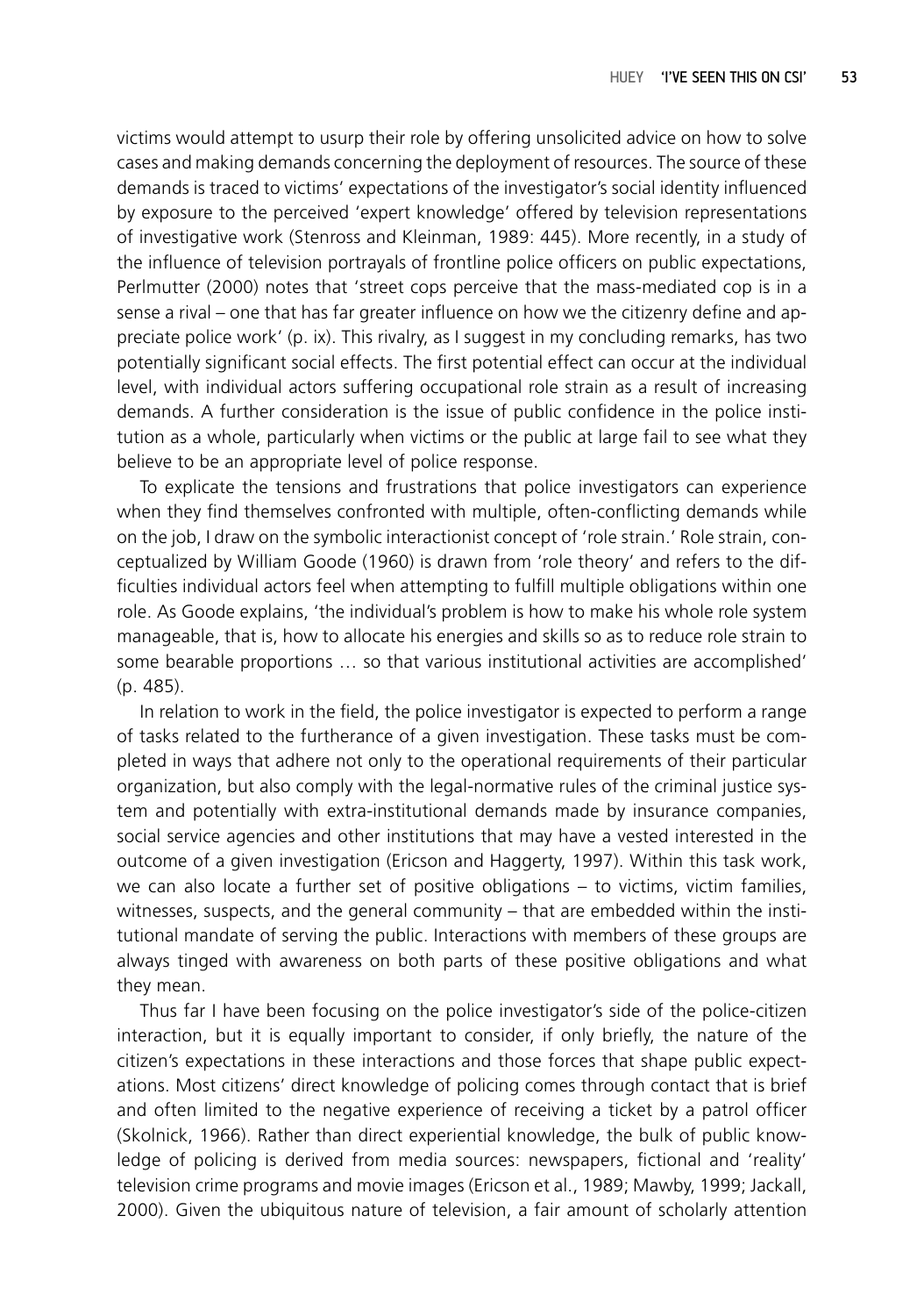victims would attempt to usurp their role by offering unsolicited advice on how to solve cases and making demands concerning the deployment of resources. The source of these demands is traced to victims' expectations of the investigator's social identity influenced by exposure to the perceived 'expert knowledge' offered by television representations of investigative work (Stenross and Kleinman, 1989: 445). More recently, in a study of the influence of television portrayals of frontline police officers on public expectations, Perlmutter (2000) notes that 'street cops perceive that the mass-mediated cop is in a sense a rival – one that has far greater influence on how we the citizenry define and appreciate police work' (p. ix). This rivalry, as I suggest in my concluding remarks, has two potentially significant social effects. The first potential effect can occur at the individual level, with individual actors suffering occupational role strain as a result of increasing demands. A further consideration is the issue of public confidence in the police institution as a whole, particularly when victims or the public at large fail to see what they believe to be an appropriate level of police response.

To explicate the tensions and frustrations that police investigators can experience when they find themselves confronted with multiple, often-conflicting demands while on the job, I draw on the symbolic interactionist concept of 'role strain.' Role strain, conceptualized by William Goode (1960) is drawn from 'role theory' and refers to the difficulties individual actors feel when attempting to fulfill multiple obligations within one role. As Goode explains, 'the individual's problem is how to make his whole role system manageable, that is, how to allocate his energies and skills so as to reduce role strain to some bearable proportions … so that various institutional activities are accomplished' (p. 485).

In relation to work in the field, the police investigator is expected to perform a range of tasks related to the furtherance of a given investigation. These tasks must be completed in ways that adhere not only to the operational requirements of their particular organization, but also comply with the legal-normative rules of the criminal justice system and potentially with extra-institutional demands made by insurance companies, social service agencies and other institutions that may have a vested interested in the outcome of a given investigation (Ericson and Haggerty, 1997). Within this task work, we can also locate a further set of positive obligations – to victims, victim families, witnesses, suspects, and the general community – that are embedded within the institutional mandate of serving the public. Interactions with members of these groups are always tinged with awareness on both parts of these positive obligations and what they mean.

Thus far I have been focusing on the police investigator's side of the police-citizen interaction, but it is equally important to consider, if only briefly, the nature of the citizen's expectations in these interactions and those forces that shape public expectations. Most citizens' direct knowledge of policing comes through contact that is brief and often limited to the negative experience of receiving a ticket by a patrol officer (Skolnick, 1966). Rather than direct experiential knowledge, the bulk of public knowledge of policing is derived from media sources: newspapers, fictional and 'reality' television crime programs and movie images (Ericson et al., 1989; Mawby, 1999; Jackall, 2000). Given the ubiquitous nature of television, a fair amount of scholarly attention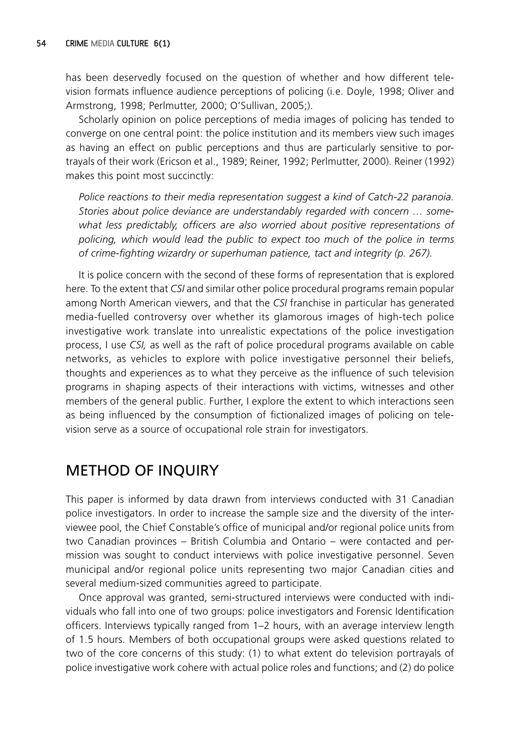has been deservedly focused on the question of whether and how different television formats influence audience perceptions of policing (i.e. Doyle, 1998; Oliver and Armstrong, 1998; Perlmutter, 2000; O'Sullivan, 2005;).

Scholarly opinion on police perceptions of media images of policing has tended to converge on one central point: the police institution and its members view such images as having an effect on public perceptions and thus are particularly sensitive to portrayals of their work (Ericson et al., 1989; Reiner, 1992; Perlmutter, 2000). Reiner (1992) makes this point most succinctly:

> *Police reactions to their media representation suggest a kind of Catch-22 paranoia. Stories about police deviance are understandably regarded with concern … somewhat less predictably, officers are also worried about positive representations of policing, which would lead the public to expect too much of the police in terms of crime-fighting wizardry or superhuman patience, tact and integrity (p. 267).*

It is police concern with the second of these forms of representation that is explored here. To the extent that *CSI* and similar other police procedural programs remain popular among North American viewers, and that the *CSI* franchise in particular has generated media-fuelled controversy over whether its glamorous images of high-tech police investigative work translate into unrealistic expectations of the police investigation process, I use *CSI,* as well as the raft of police procedural programs available on cable networks, as vehicles to explore with police investigative personnel their beliefs, thoughts and experiences as to what they perceive as the influence of such television programs in shaping aspects of their interactions with victims, witnesses and other members of the general public. Further, I explore the extent to which interactions seen as being influenced by the consumption of fictionalized images of policing on television serve as a source of occupational role strain for investigators.

## METHOD OF INQUIRY

This paper is informed by data drawn from interviews conducted with 31 Canadian police investigators. In order to increase the sample size and the diversity of the interviewee pool, the Chief Constable's office of municipal and/or regional police units from two Canadian provinces – British Columbia and Ontario – were contacted and permission was sought to conduct interviews with police investigative personnel. Seven municipal and/or regional police units representing two major Canadian cities and several medium-sized communities agreed to participate.

Once approval was granted, semi-structured interviews were conducted with individuals who fall into one of two groups: police investigators and Forensic Identification officers. Interviews typically ranged from 1–2 hours, with an average interview length of 1.5 hours. Members of both occupational groups were asked questions related to two of the core concerns of this study: (1) to what extent do television portrayals of police investigative work cohere with actual police roles and functions; and (2) do police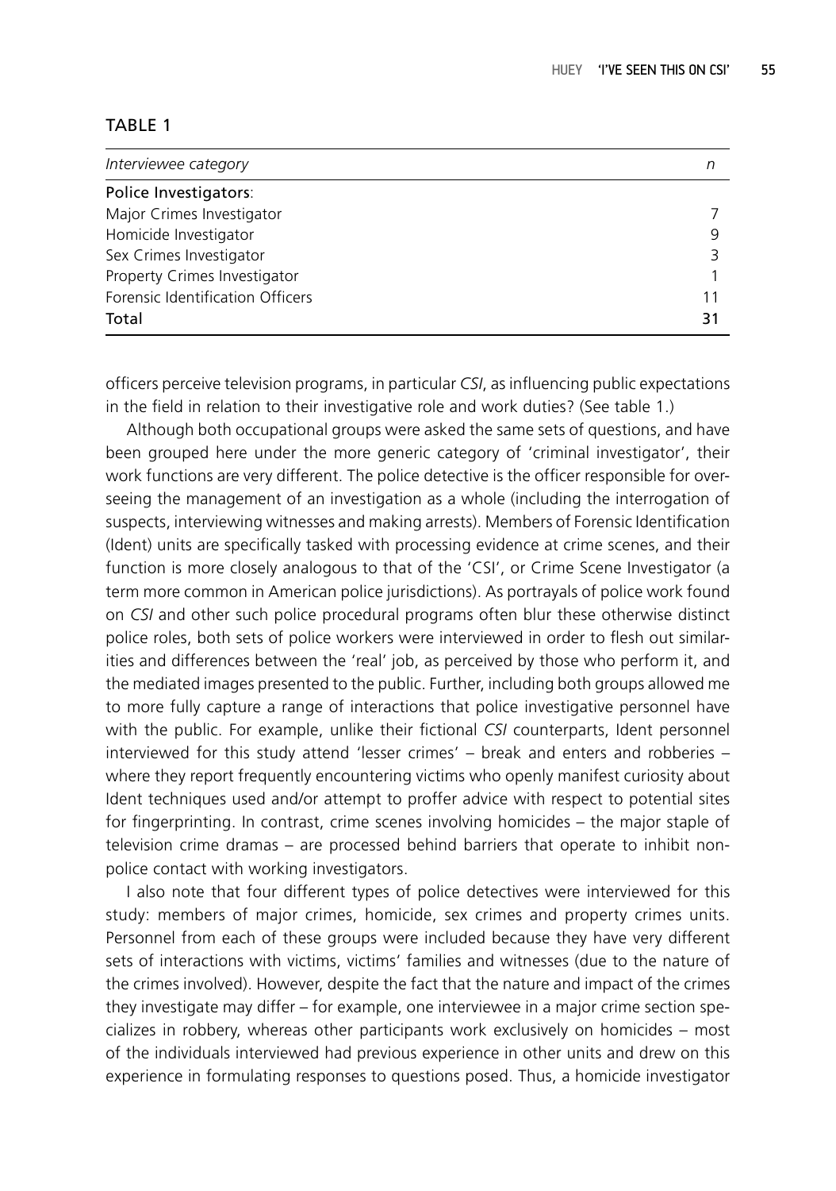TABLE 1

| *Interviewee category* | *n* |
|---|---|
| Police Investigators: | |
| Major Crimes Investigator | 7 |
| Homicide Investigator | 9 |
| Sex Crimes Investigator | 3 |
| Property Crimes Investigator | 1 |
| Forensic Identification Officers | 11 |
| Total | 31 |

officers perceive television programs, in particular *CSI*, as influencing public expectations in the field in relation to their investigative role and work duties? (See table 1.)

Although both occupational groups were asked the same sets of questions, and have been grouped here under the more generic category of 'criminal investigator', their work functions are very different. The police detective is the officer responsible for overseeing the management of an investigation as a whole (including the interrogation of suspects, interviewing witnesses and making arrests). Members of Forensic Identification (Ident) units are specifically tasked with processing evidence at crime scenes, and their function is more closely analogous to that of the 'CSI', or Crime Scene Investigator (a term more common in American police jurisdictions). As portrayals of police work found on *CSI* and other such police procedural programs often blur these otherwise distinct police roles, both sets of police workers were interviewed in order to flesh out similarities and differences between the 'real' job, as perceived by those who perform it, and the mediated images presented to the public. Further, including both groups allowed me to more fully capture a range of interactions that police investigative personnel have with the public. For example, unlike their fictional *CSI* counterparts, Ident personnel interviewed for this study attend 'lesser crimes' – break and enters and robberies – where they report frequently encountering victims who openly manifest curiosity about Ident techniques used and/or attempt to proffer advice with respect to potential sites for fingerprinting. In contrast, crime scenes involving homicides – the major staple of television crime dramas – are processed behind barriers that operate to inhibit non-police contact with working investigators.

I also note that four different types of police detectives were interviewed for this study: members of major crimes, homicide, sex crimes and property crimes units. Personnel from each of these groups were included because they have very different sets of interactions with victims, victims' families and witnesses (due to the nature of the crimes involved). However, despite the fact that the nature and impact of the crimes they investigate may differ – for example, one interviewee in a major crime section specializes in robbery, whereas other participants work exclusively on homicides – most of the individuals interviewed had previous experience in other units and drew on this experience in formulating responses to questions posed. Thus, a homicide investigator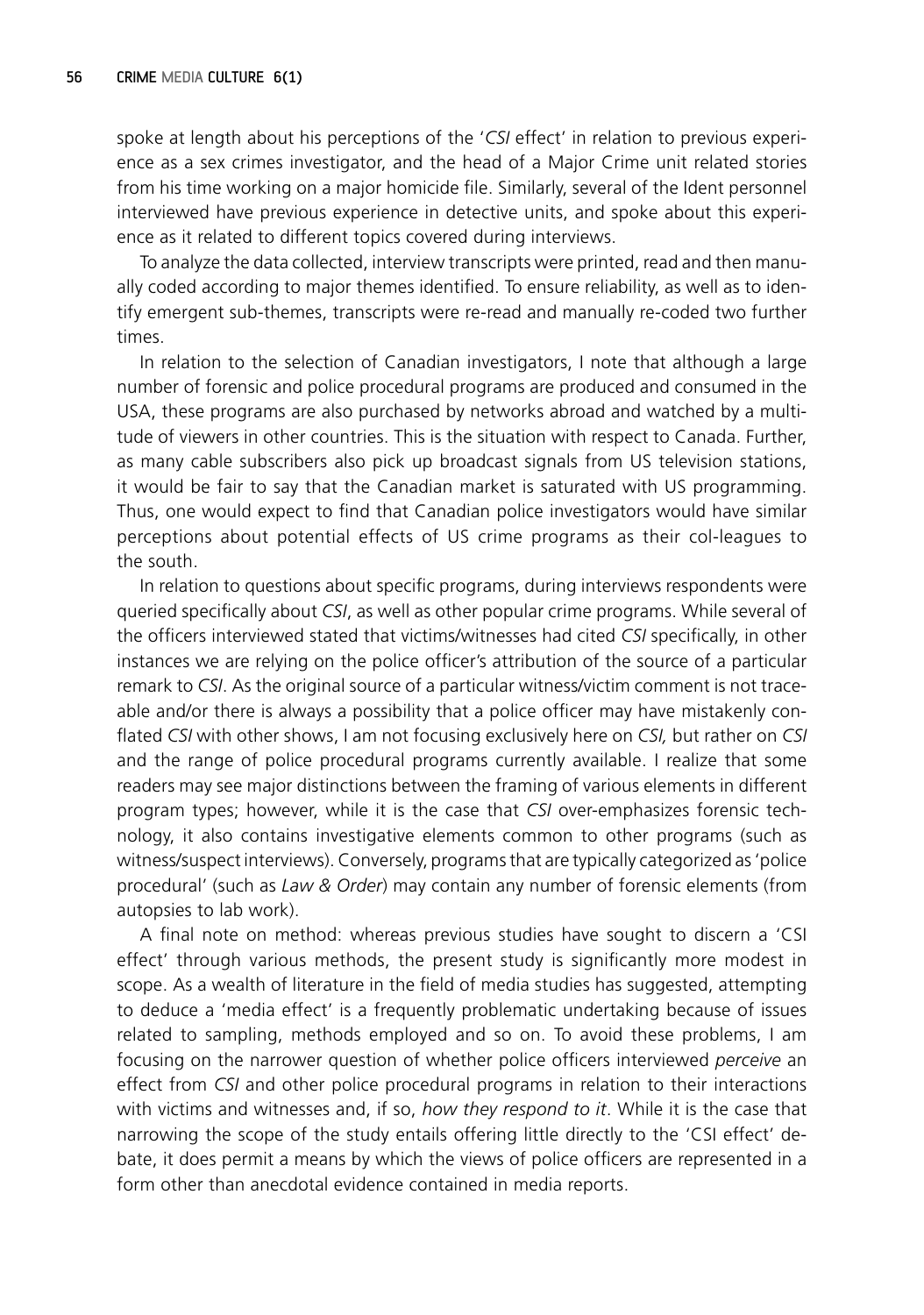spoke at length about his perceptions of the '*CSI* effect' in relation to previous experience as a sex crimes investigator, and the head of a Major Crime unit related stories from his time working on a major homicide file. Similarly, several of the Ident personnel interviewed have previous experience in detective units, and spoke about this experience as it related to different topics covered during interviews.

To analyze the data collected, interview transcripts were printed, read and then manually coded according to major themes identified. To ensure reliability, as well as to identify emergent sub-themes, transcripts were re-read and manually re-coded two further times.

In relation to the selection of Canadian investigators, I note that although a large number of forensic and police procedural programs are produced and consumed in the USA, these programs are also purchased by networks abroad and watched by a multitude of viewers in other countries. This is the situation with respect to Canada. Further, as many cable subscribers also pick up broadcast signals from US television stations, it would be fair to say that the Canadian market is saturated with US programming. Thus, one would expect to find that Canadian police investigators would have similar perceptions about potential effects of US crime programs as their col-leagues to the south.

In relation to questions about specific programs, during interviews respondents were queried specifically about *CSI*, as well as other popular crime programs. While several of the officers interviewed stated that victims/witnesses had cited *CSI* specifically, in other instances we are relying on the police officer's attribution of the source of a particular remark to *CSI*. As the original source of a particular witness/victim comment is not traceable and/or there is always a possibility that a police officer may have mistakenly conflated *CSI* with other shows, I am not focusing exclusively here on *CSI,* but rather on *CSI* and the range of police procedural programs currently available. I realize that some readers may see major distinctions between the framing of various elements in different program types; however, while it is the case that *CSI* over-emphasizes forensic technology, it also contains investigative elements common to other programs (such as witness/suspect interviews). Conversely, programs that are typically categorized as 'police procedural' (such as *Law & Order*) may contain any number of forensic elements (from autopsies to lab work).

A final note on method: whereas previous studies have sought to discern a 'CSI effect' through various methods, the present study is significantly more modest in scope. As a wealth of literature in the field of media studies has suggested, attempting to deduce a 'media effect' is a frequently problematic undertaking because of issues related to sampling, methods employed and so on. To avoid these problems, I am focusing on the narrower question of whether police officers interviewed *perceive* an effect from *CSI* and other police procedural programs in relation to their interactions with victims and witnesses and, if so, *how they respond to it*. While it is the case that narrowing the scope of the study entails offering little directly to the 'CSI effect' debate, it does permit a means by which the views of police officers are represented in a form other than anecdotal evidence contained in media reports.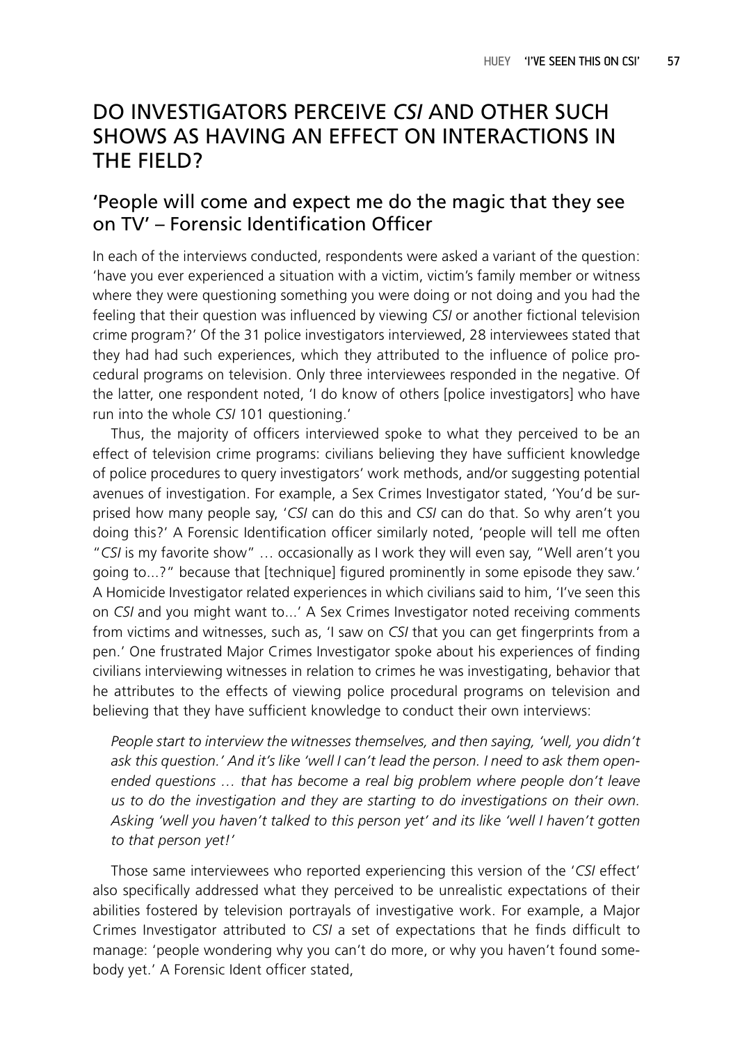## DO INVESTIGATORS PERCEIVE *CSI* AND OTHER SUCH SHOWS AS HAVING AN EFFECT ON INTERACTIONS IN THE FIELD?

### 'People will come and expect me do the magic that they see on TV' – Forensic Identification Officer

In each of the interviews conducted, respondents were asked a variant of the question: 'have you ever experienced a situation with a victim, victim's family member or witness where they were questioning something you were doing or not doing and you had the feeling that their question was influenced by viewing *CSI* or another fictional television crime program?' Of the 31 police investigators interviewed, 28 interviewees stated that they had had such experiences, which they attributed to the influence of police procedural programs on television. Only three interviewees responded in the negative. Of the latter, one respondent noted, 'I do know of others [police investigators] who have run into the whole *CSI* 101 questioning.'

Thus, the majority of officers interviewed spoke to what they perceived to be an effect of television crime programs: civilians believing they have sufficient knowledge of police procedures to query investigators' work methods, and/or suggesting potential avenues of investigation. For example, a Sex Crimes Investigator stated, 'You'd be surprised how many people say, '*CSI* can do this and *CSI* can do that. So why aren't you doing this?' A Forensic Identification officer similarly noted, 'people will tell me often "*CSI* is my favorite show" … occasionally as I work they will even say, "Well aren't you going to...?" because that [technique] figured prominently in some episode they saw.' A Homicide Investigator related experiences in which civilians said to him, 'I've seen this on *CSI* and you might want to...' A Sex Crimes Investigator noted receiving comments from victims and witnesses, such as, 'I saw on *CSI* that you can get fingerprints from a pen.' One frustrated Major Crimes Investigator spoke about his experiences of finding civilians interviewing witnesses in relation to crimes he was investigating, behavior that he attributes to the effects of viewing police procedural programs on television and believing that they have sufficient knowledge to conduct their own interviews:

> *People start to interview the witnesses themselves, and then saying, 'well, you didn't ask this question.' And it's like 'well I can't lead the person. I need to ask them open-ended questions … that has become a real big problem where people don't leave us to do the investigation and they are starting to do investigations on their own. Asking 'well you haven't talked to this person yet' and its like 'well I haven't gotten to that person yet!'*

Those same interviewees who reported experiencing this version of the '*CSI* effect' also specifically addressed what they perceived to be unrealistic expectations of their abilities fostered by television portrayals of investigative work. For example, a Major Crimes Investigator attributed to *CSI* a set of expectations that he finds difficult to manage: 'people wondering why you can't do more, or why you haven't found somebody yet.' A Forensic Ident officer stated,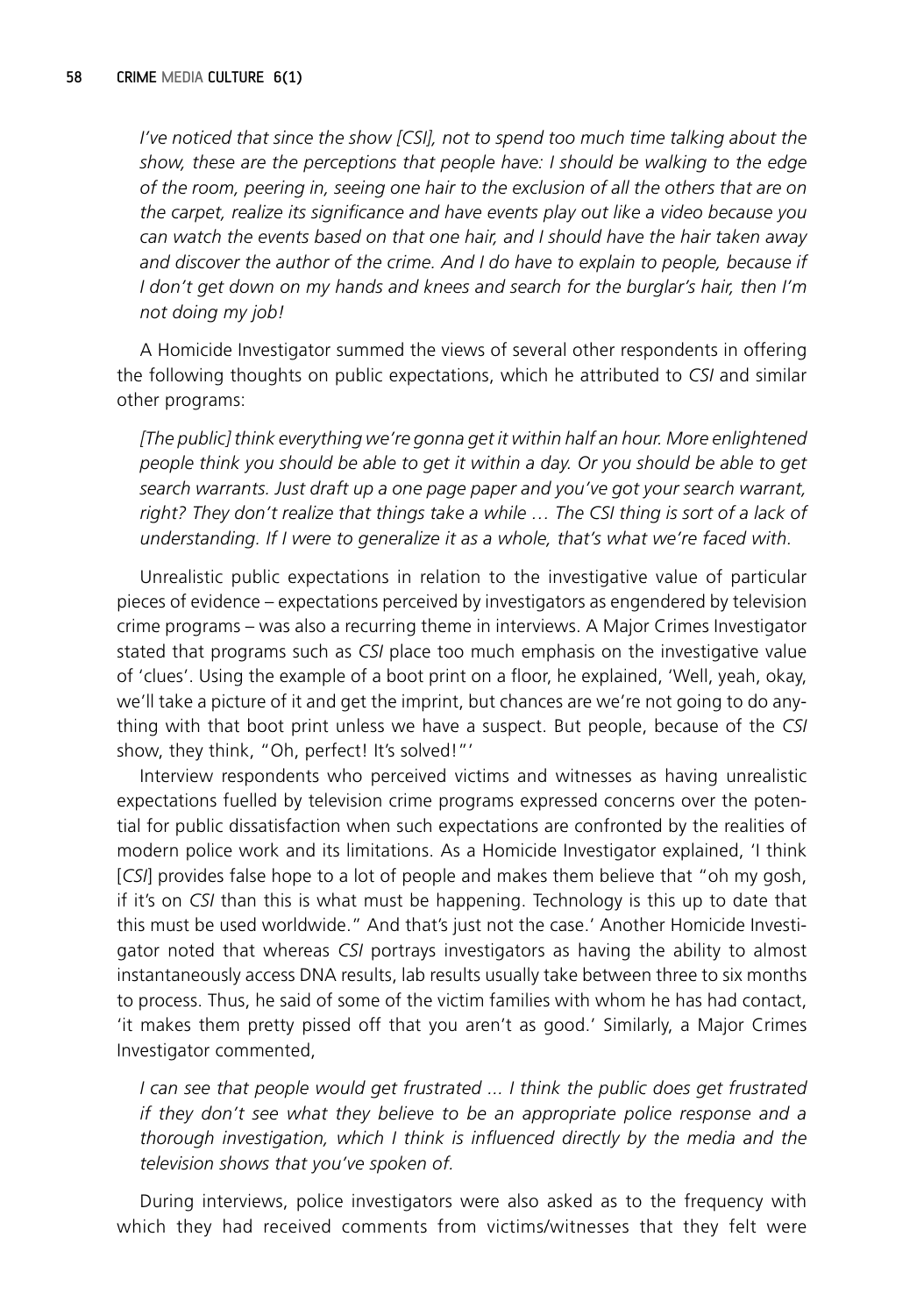*I've noticed that since the show [CSI], not to spend too much time talking about the show, these are the perceptions that people have: I should be walking to the edge of the room, peering in, seeing one hair to the exclusion of all the others that are on the carpet, realize its significance and have events play out like a video because you can watch the events based on that one hair, and I should have the hair taken away and discover the author of the crime. And I do have to explain to people, because if I don't get down on my hands and knees and search for the burglar's hair, then I'm not doing my job!*

A Homicide Investigator summed the views of several other respondents in offering the following thoughts on public expectations, which he attributed to *CSI* and similar other programs:

*[The public] think everything we're gonna get it within half an hour. More enlightened people think you should be able to get it within a day. Or you should be able to get search warrants. Just draft up a one page paper and you've got your search warrant, right? They don't realize that things take a while … The CSI thing is sort of a lack of understanding. If I were to generalize it as a whole, that's what we're faced with.*

Unrealistic public expectations in relation to the investigative value of particular pieces of evidence – expectations perceived by investigators as engendered by television crime programs – was also a recurring theme in interviews. A Major Crimes Investigator stated that programs such as *CSI* place too much emphasis on the investigative value of 'clues'. Using the example of a boot print on a floor, he explained, 'Well, yeah, okay, we'll take a picture of it and get the imprint, but chances are we're not going to do anything with that boot print unless we have a suspect. But people, because of the *CSI* show, they think, "Oh, perfect! It's solved!"'

Interview respondents who perceived victims and witnesses as having unrealistic expectations fuelled by television crime programs expressed concerns over the potential for public dissatisfaction when such expectations are confronted by the realities of modern police work and its limitations. As a Homicide Investigator explained, 'I think [*CSI*] provides false hope to a lot of people and makes them believe that "oh my gosh, if it's on *CSI* than this is what must be happening. Technology is this up to date that this must be used worldwide." And that's just not the case.' Another Homicide Investigator noted that whereas *CSI* portrays investigators as having the ability to almost instantaneously access DNA results, lab results usually take between three to six months to process. Thus, he said of some of the victim families with whom he has had contact, 'it makes them pretty pissed off that you aren't as good.' Similarly, a Major Crimes Investigator commented,

*I can see that people would get frustrated ... I think the public does get frustrated if they don't see what they believe to be an appropriate police response and a thorough investigation, which I think is influenced directly by the media and the television shows that you've spoken of.*

During interviews, police investigators were also asked as to the frequency with which they had received comments from victims/witnesses that they felt were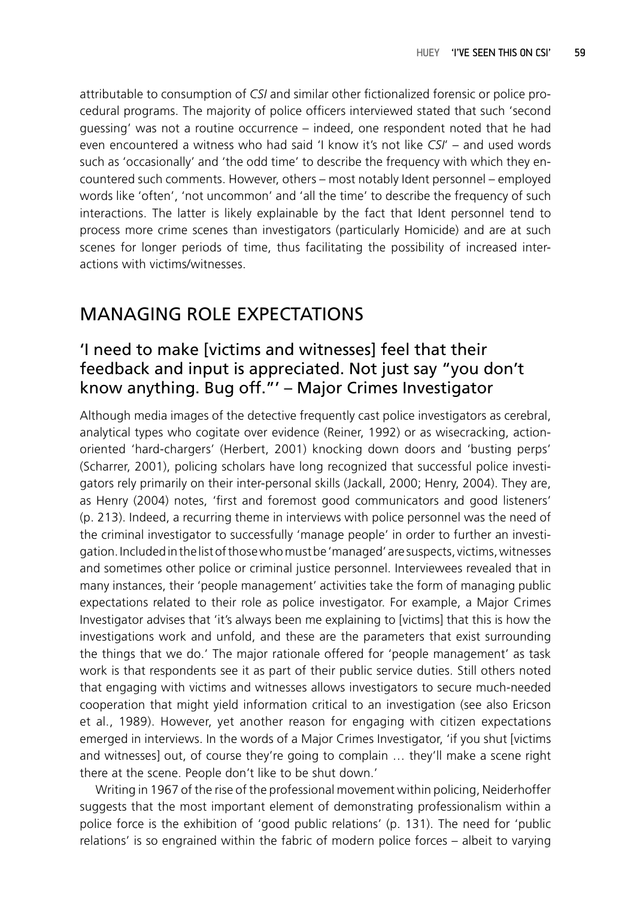attributable to consumption of *CSI* and similar other fictionalized forensic or police procedural programs. The majority of police officers interviewed stated that such 'second guessing' was not a routine occurrence – indeed, one respondent noted that he had even encountered a witness who had said 'I know it's not like *CSI*' – and used words such as 'occasionally' and 'the odd time' to describe the frequency with which they encountered such comments. However, others – most notably Ident personnel – employed words like 'often', 'not uncommon' and 'all the time' to describe the frequency of such interactions. The latter is likely explainable by the fact that Ident personnel tend to process more crime scenes than investigators (particularly Homicide) and are at such scenes for longer periods of time, thus facilitating the possibility of increased interactions with victims/witnesses.

## MANAGING ROLE EXPECTATIONS

### 'I need to make [victims and witnesses] feel that their feedback and input is appreciated. Not just say "you don't know anything. Bug off."' – Major Crimes Investigator

Although media images of the detective frequently cast police investigators as cerebral, analytical types who cogitate over evidence (Reiner, 1992) or as wisecracking, action-oriented 'hard-chargers' (Herbert, 2001) knocking down doors and 'busting perps' (Scharrer, 2001), policing scholars have long recognized that successful police investigators rely primarily on their inter-personal skills (Jackall, 2000; Henry, 2004). They are, as Henry (2004) notes, 'first and foremost good communicators and good listeners' (p. 213). Indeed, a recurring theme in interviews with police personnel was the need of the criminal investigator to successfully 'manage people' in order to further an investigation. Included in the list of those who must be 'managed' are suspects, victims, witnesses and sometimes other police or criminal justice personnel. Interviewees revealed that in many instances, their 'people management' activities take the form of managing public expectations related to their role as police investigator. For example, a Major Crimes Investigator advises that 'it's always been me explaining to [victims] that this is how the investigations work and unfold, and these are the parameters that exist surrounding the things that we do.' The major rationale offered for 'people management' as task work is that respondents see it as part of their public service duties. Still others noted that engaging with victims and witnesses allows investigators to secure much-needed cooperation that might yield information critical to an investigation (see also Ericson et al., 1989). However, yet another reason for engaging with citizen expectations emerged in interviews. In the words of a Major Crimes Investigator, 'if you shut [victims and witnesses] out, of course they're going to complain … they'll make a scene right there at the scene. People don't like to be shut down.'

Writing in 1967 of the rise of the professional movement within policing, Neiderhoffer suggests that the most important element of demonstrating professionalism within a police force is the exhibition of 'good public relations' (p. 131). The need for 'public relations' is so engrained within the fabric of modern police forces – albeit to varying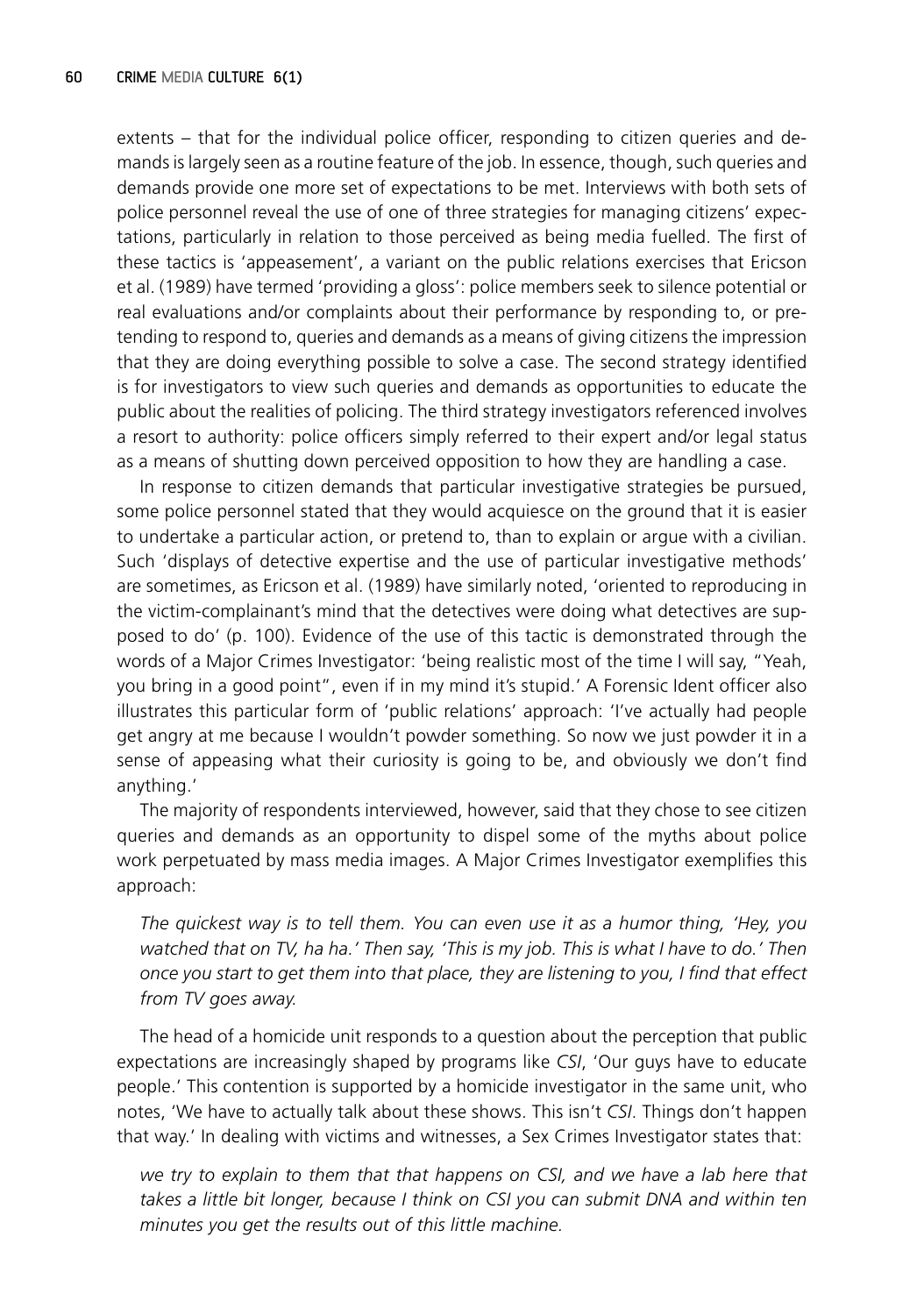extents – that for the individual police officer, responding to citizen queries and demands is largely seen as a routine feature of the job. In essence, though, such queries and demands provide one more set of expectations to be met. Interviews with both sets of police personnel reveal the use of one of three strategies for managing citizens' expectations, particularly in relation to those perceived as being media fuelled. The first of these tactics is 'appeasement', a variant on the public relations exercises that Ericson et al. (1989) have termed 'providing a gloss': police members seek to silence potential or real evaluations and/or complaints about their performance by responding to, or pretending to respond to, queries and demands as a means of giving citizens the impression that they are doing everything possible to solve a case. The second strategy identified is for investigators to view such queries and demands as opportunities to educate the public about the realities of policing. The third strategy investigators referenced involves a resort to authority: police officers simply referred to their expert and/or legal status as a means of shutting down perceived opposition to how they are handling a case.

In response to citizen demands that particular investigative strategies be pursued, some police personnel stated that they would acquiesce on the ground that it is easier to undertake a particular action, or pretend to, than to explain or argue with a civilian. Such 'displays of detective expertise and the use of particular investigative methods' are sometimes, as Ericson et al. (1989) have similarly noted, 'oriented to reproducing in the victim-complainant's mind that the detectives were doing what detectives are supposed to do' (p. 100). Evidence of the use of this tactic is demonstrated through the words of a Major Crimes Investigator: 'being realistic most of the time I will say, "Yeah, you bring in a good point", even if in my mind it's stupid.' A Forensic Ident officer also illustrates this particular form of 'public relations' approach: 'I've actually had people get angry at me because I wouldn't powder something. So now we just powder it in a sense of appeasing what their curiosity is going to be, and obviously we don't find anything.'

The majority of respondents interviewed, however, said that they chose to see citizen queries and demands as an opportunity to dispel some of the myths about police work perpetuated by mass media images. A Major Crimes Investigator exemplifies this approach:

> *The quickest way is to tell them. You can even use it as a humor thing, 'Hey, you watched that on TV, ha ha.' Then say, 'This is my job. This is what I have to do.' Then once you start to get them into that place, they are listening to you, I find that effect from TV goes away.*

The head of a homicide unit responds to a question about the perception that public expectations are increasingly shaped by programs like *CSI*, 'Our guys have to educate people.' This contention is supported by a homicide investigator in the same unit, who notes, 'We have to actually talk about these shows. This isn't *CSI*. Things don't happen that way.' In dealing with victims and witnesses, a Sex Crimes Investigator states that:

> *we try to explain to them that that happens on CSI, and we have a lab here that takes a little bit longer, because I think on CSI you can submit DNA and within ten minutes you get the results out of this little machine.*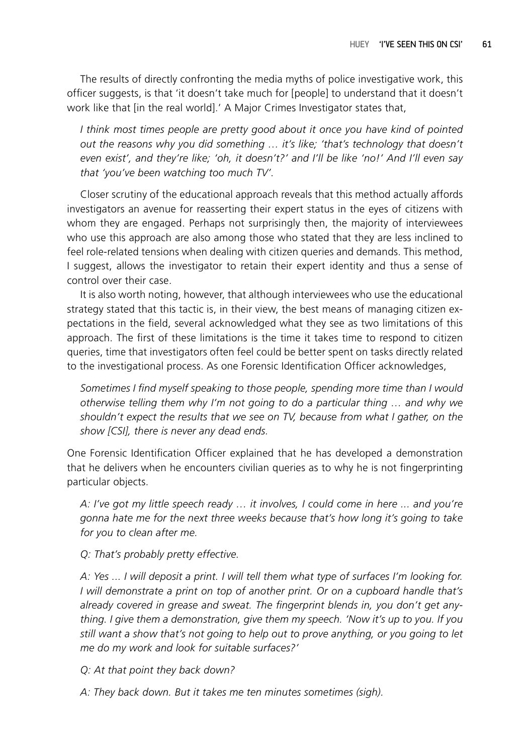The results of directly confronting the media myths of police investigative work, this officer suggests, is that 'it doesn't take much for [people] to understand that it doesn't work like that [in the real world].' A Major Crimes Investigator states that,

> *I think most times people are pretty good about it once you have kind of pointed out the reasons why you did something … it's like; 'that's technology that doesn't even exist', and they're like; 'oh, it doesn't?' and I'll be like 'no!' And I'll even say that 'you've been watching too much TV'.*

Closer scrutiny of the educational approach reveals that this method actually affords investigators an avenue for reasserting their expert status in the eyes of citizens with whom they are engaged. Perhaps not surprisingly then, the majority of interviewees who use this approach are also among those who stated that they are less inclined to feel role-related tensions when dealing with citizen queries and demands. This method, I suggest, allows the investigator to retain their expert identity and thus a sense of control over their case.

It is also worth noting, however, that although interviewees who use the educational strategy stated that this tactic is, in their view, the best means of managing citizen expectations in the field, several acknowledged what they see as two limitations of this approach. The first of these limitations is the time it takes time to respond to citizen queries, time that investigators often feel could be better spent on tasks directly related to the investigational process. As one Forensic Identification Officer acknowledges,

> *Sometimes I find myself speaking to those people, spending more time than I would otherwise telling them why I'm not going to do a particular thing … and why we shouldn't expect the results that we see on TV, because from what I gather, on the show [CSI], there is never any dead ends.*

One Forensic Identification Officer explained that he has developed a demonstration that he delivers when he encounters civilian queries as to why he is not fingerprinting particular objects.

> *A: I've got my little speech ready … it involves, I could come in here ... and you're gonna hate me for the next three weeks because that's how long it's going to take for you to clean after me.*
>
> *Q: That's probably pretty effective.*
>
> *A: Yes ... I will deposit a print. I will tell them what type of surfaces I'm looking for. I will demonstrate a print on top of another print. Or on a cupboard handle that's already covered in grease and sweat. The fingerprint blends in, you don't get anything. I give them a demonstration, give them my speech. 'Now it's up to you. If you still want a show that's not going to help out to prove anything, or you going to let me do my work and look for suitable surfaces?'*
>
> *Q: At that point they back down?*
>
> *A: They back down. But it takes me ten minutes sometimes (sigh).*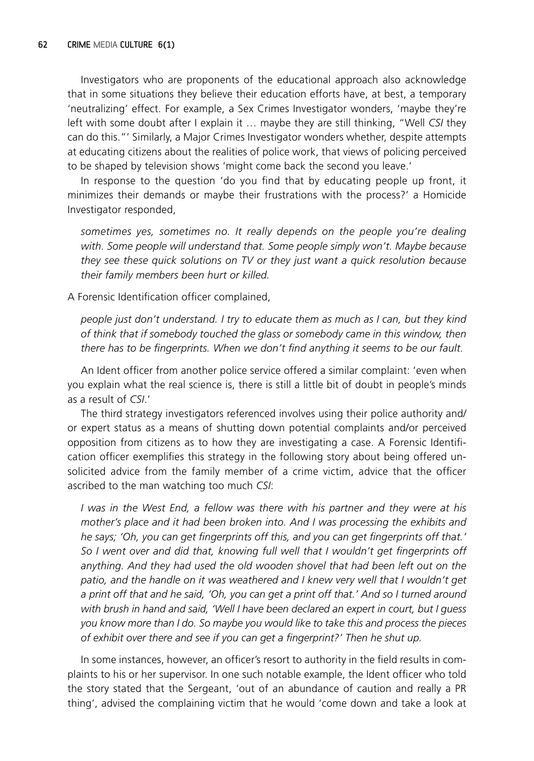Investigators who are proponents of the educational approach also acknowledge that in some situations they believe their education efforts have, at best, a temporary 'neutralizing' effect. For example, a Sex Crimes Investigator wonders, 'maybe they're left with some doubt after I explain it … maybe they are still thinking, "Well *CSI* they can do this."' Similarly, a Major Crimes Investigator wonders whether, despite attempts at educating citizens about the realities of police work, that views of policing perceived to be shaped by television shows 'might come back the second you leave.'

In response to the question 'do you find that by educating people up front, it minimizes their demands or maybe their frustrations with the process?' a Homicide Investigator responded,

> *sometimes yes, sometimes no. It really depends on the people you're dealing with. Some people will understand that. Some people simply won't. Maybe because they see these quick solutions on TV or they just want a quick resolution because their family members been hurt or killed.*

A Forensic Identification officer complained,

> *people just don't understand. I try to educate them as much as I can, but they kind of think that if somebody touched the glass or somebody came in this window, then there has to be fingerprints. When we don't find anything it seems to be our fault.*

An Ident officer from another police service offered a similar complaint: 'even when you explain what the real science is, there is still a little bit of doubt in people's minds as a result of *CSI*.'

The third strategy investigators referenced involves using their police authority and/or expert status as a means of shutting down potential complaints and/or perceived opposition from citizens as to how they are investigating a case. A Forensic Identification officer exemplifies this strategy in the following story about being offered unsolicited advice from the family member of a crime victim, advice that the officer ascribed to the man watching too much *CSI*:

> *I was in the West End, a fellow was there with his partner and they were at his mother's place and it had been broken into. And I was processing the exhibits and he says; 'Oh, you can get fingerprints off this, and you can get fingerprints off that.' So I went over and did that, knowing full well that I wouldn't get fingerprints off anything. And they had used the old wooden shovel that had been left out on the patio, and the handle on it was weathered and I knew very well that I wouldn't get a print off that and he said, 'Oh, you can get a print off that.' And so I turned around with brush in hand and said, 'Well I have been declared an expert in court, but I guess you know more than I do. So maybe you would like to take this and process the pieces of exhibit over there and see if you can get a fingerprint?' Then he shut up.*

In some instances, however, an officer's resort to authority in the field results in complaints to his or her supervisor. In one such notable example, the Ident officer who told the story stated that the Sergeant, 'out of an abundance of caution and really a PR thing', advised the complaining victim that he would 'come down and take a look at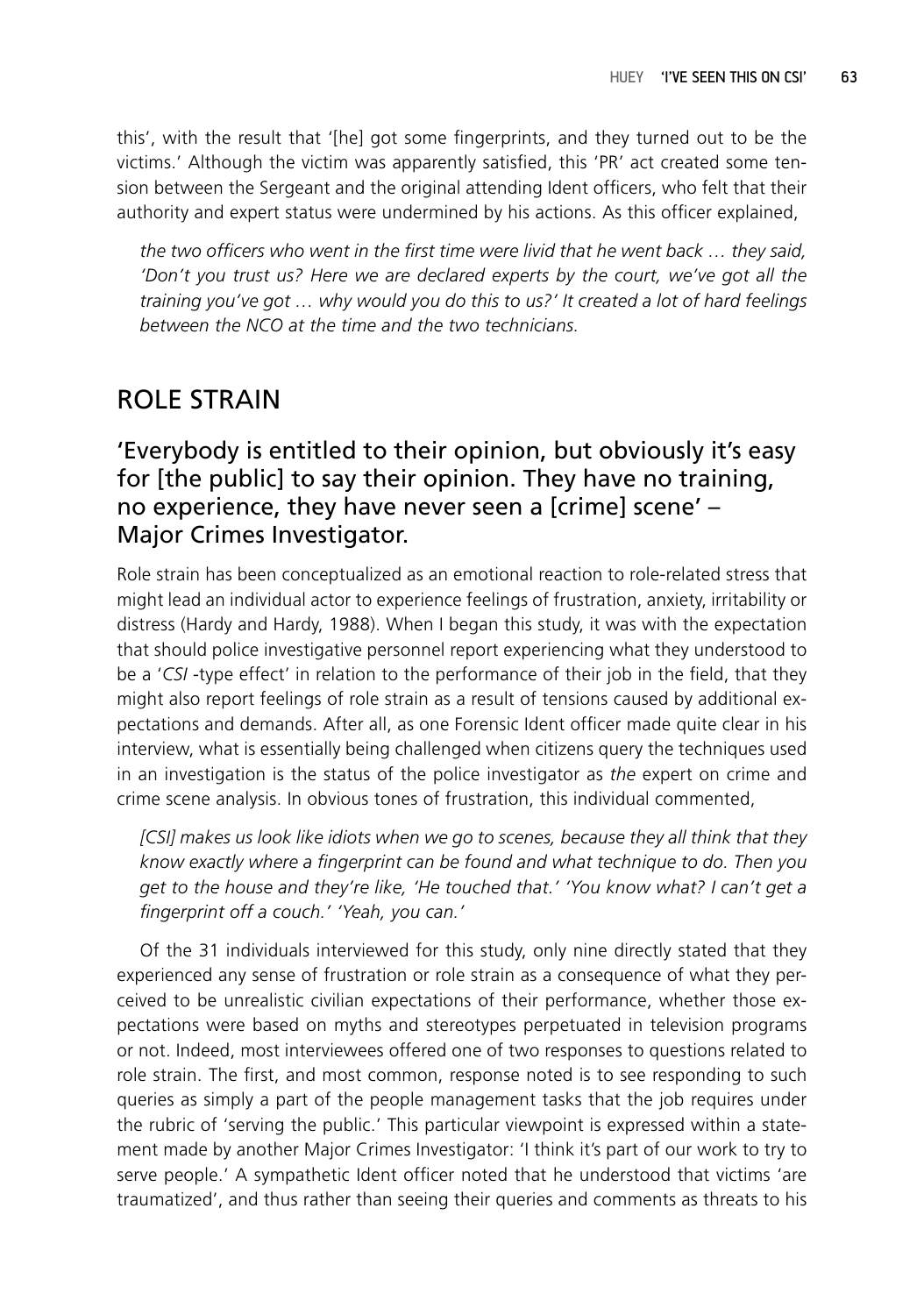this', with the result that '[he] got some fingerprints, and they turned out to be the victims.' Although the victim was apparently satisfied, this 'PR' act created some tension between the Sergeant and the original attending Ident officers, who felt that their authority and expert status were undermined by his actions. As this officer explained,

> *the two officers who went in the first time were livid that he went back … they said, 'Don't you trust us? Here we are declared experts by the court, we've got all the training you've got … why would you do this to us?' It created a lot of hard feelings between the NCO at the time and the two technicians.*

## ROLE STRAIN

### 'Everybody is entitled to their opinion, but obviously it's easy for [the public] to say their opinion. They have no training, no experience, they have never seen a [crime] scene' – Major Crimes Investigator.

Role strain has been conceptualized as an emotional reaction to role-related stress that might lead an individual actor to experience feelings of frustration, anxiety, irritability or distress (Hardy and Hardy, 1988). When I began this study, it was with the expectation that should police investigative personnel report experiencing what they understood to be a '*CSI* -type effect' in relation to the performance of their job in the field, that they might also report feelings of role strain as a result of tensions caused by additional expectations and demands. After all, as one Forensic Ident officer made quite clear in his interview, what is essentially being challenged when citizens query the techniques used in an investigation is the status of the police investigator as *the* expert on crime and crime scene analysis. In obvious tones of frustration, this individual commented,

> *[CSI] makes us look like idiots when we go to scenes, because they all think that they know exactly where a fingerprint can be found and what technique to do. Then you get to the house and they're like, 'He touched that.' 'You know what? I can't get a fingerprint off a couch.' 'Yeah, you can.'*

Of the 31 individuals interviewed for this study, only nine directly stated that they experienced any sense of frustration or role strain as a consequence of what they perceived to be unrealistic civilian expectations of their performance, whether those expectations were based on myths and stereotypes perpetuated in television programs or not. Indeed, most interviewees offered one of two responses to questions related to role strain. The first, and most common, response noted is to see responding to such queries as simply a part of the people management tasks that the job requires under the rubric of 'serving the public.' This particular viewpoint is expressed within a statement made by another Major Crimes Investigator: 'I think it's part of our work to try to serve people.' A sympathetic Ident officer noted that he understood that victims 'are traumatized', and thus rather than seeing their queries and comments as threats to his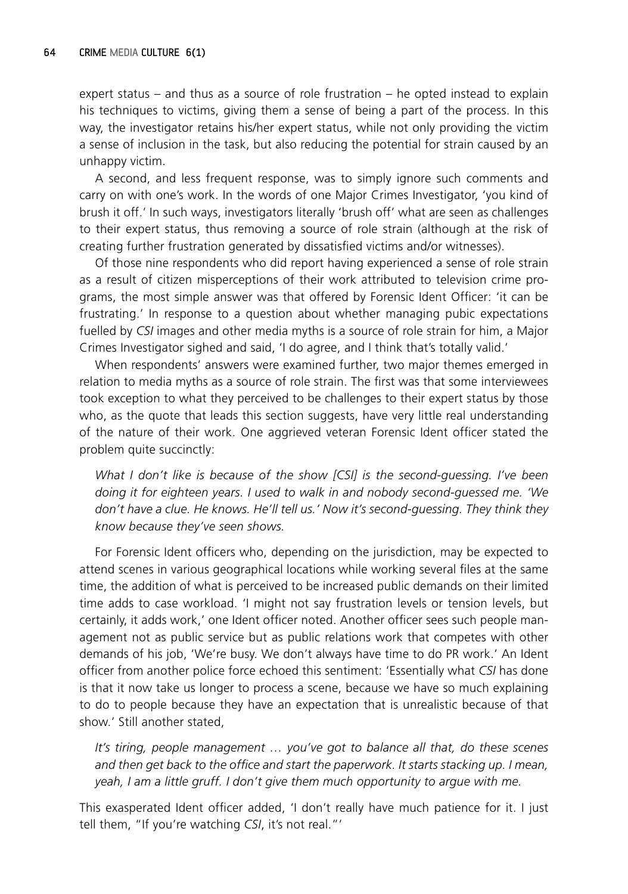expert status – and thus as a source of role frustration – he opted instead to explain his techniques to victims, giving them a sense of being a part of the process. In this way, the investigator retains his/her expert status, while not only providing the victim a sense of inclusion in the task, but also reducing the potential for strain caused by an unhappy victim.

A second, and less frequent response, was to simply ignore such comments and carry on with one's work. In the words of one Major Crimes Investigator, 'you kind of brush it off.' In such ways, investigators literally 'brush off' what are seen as challenges to their expert status, thus removing a source of role strain (although at the risk of creating further frustration generated by dissatisfied victims and/or witnesses).

Of those nine respondents who did report having experienced a sense of role strain as a result of citizen misperceptions of their work attributed to television crime programs, the most simple answer was that offered by Forensic Ident Officer: 'it can be frustrating.' In response to a question about whether managing pubic expectations fuelled by *CSI* images and other media myths is a source of role strain for him, a Major Crimes Investigator sighed and said, 'I do agree, and I think that's totally valid.'

When respondents' answers were examined further, two major themes emerged in relation to media myths as a source of role strain. The first was that some interviewees took exception to what they perceived to be challenges to their expert status by those who, as the quote that leads this section suggests, have very little real understanding of the nature of their work. One aggrieved veteran Forensic Ident officer stated the problem quite succinctly:

> *What I don't like is because of the show [CSI] is the second-guessing. I've been doing it for eighteen years. I used to walk in and nobody second-guessed me. 'We don't have a clue. He knows. He'll tell us.' Now it's second-guessing. They think they know because they've seen shows.*

For Forensic Ident officers who, depending on the jurisdiction, may be expected to attend scenes in various geographical locations while working several files at the same time, the addition of what is perceived to be increased public demands on their limited time adds to case workload. 'I might not say frustration levels or tension levels, but certainly, it adds work,' one Ident officer noted. Another officer sees such people management not as public service but as public relations work that competes with other demands of his job, 'We're busy. We don't always have time to do PR work.' An Ident officer from another police force echoed this sentiment: 'Essentially what *CSI* has done is that it now take us longer to process a scene, because we have so much explaining to do to people because they have an expectation that is unrealistic because of that show.' Still another stated,

> *It's tiring, people management … you've got to balance all that, do these scenes and then get back to the office and start the paperwork. It starts stacking up. I mean, yeah, I am a little gruff. I don't give them much opportunity to argue with me.*

This exasperated Ident officer added, 'I don't really have much patience for it. I just tell them, "If you're watching *CSI*, it's not real."'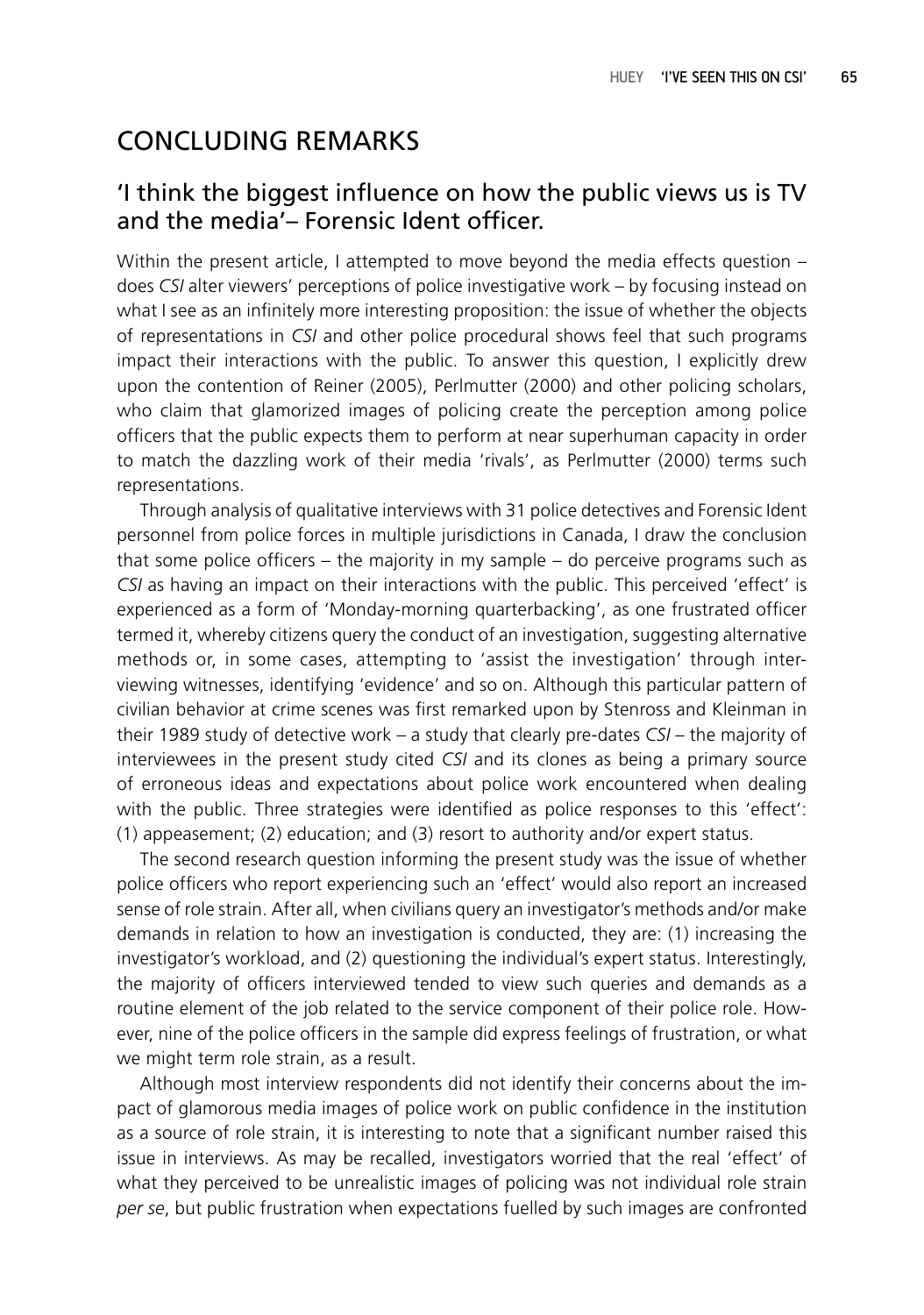## CONCLUDING REMARKS

### 'I think the biggest influence on how the public views us is TV and the media'– Forensic Ident officer.

Within the present article, I attempted to move beyond the media effects question – does *CSI* alter viewers' perceptions of police investigative work – by focusing instead on what I see as an infinitely more interesting proposition: the issue of whether the objects of representations in *CSI* and other police procedural shows feel that such programs impact their interactions with the public. To answer this question, I explicitly drew upon the contention of Reiner (2005), Perlmutter (2000) and other policing scholars, who claim that glamorized images of policing create the perception among police officers that the public expects them to perform at near superhuman capacity in order to match the dazzling work of their media 'rivals', as Perlmutter (2000) terms such representations.

Through analysis of qualitative interviews with 31 police detectives and Forensic Ident personnel from police forces in multiple jurisdictions in Canada, I draw the conclusion that some police officers – the majority in my sample – do perceive programs such as *CSI* as having an impact on their interactions with the public. This perceived 'effect' is experienced as a form of 'Monday-morning quarterbacking', as one frustrated officer termed it, whereby citizens query the conduct of an investigation, suggesting alternative methods or, in some cases, attempting to 'assist the investigation' through interviewing witnesses, identifying 'evidence' and so on. Although this particular pattern of civilian behavior at crime scenes was first remarked upon by Stenross and Kleinman in their 1989 study of detective work – a study that clearly pre-dates *CSI* – the majority of interviewees in the present study cited *CSI* and its clones as being a primary source of erroneous ideas and expectations about police work encountered when dealing with the public. Three strategies were identified as police responses to this 'effect': (1) appeasement; (2) education; and (3) resort to authority and/or expert status.

The second research question informing the present study was the issue of whether police officers who report experiencing such an 'effect' would also report an increased sense of role strain. After all, when civilians query an investigator's methods and/or make demands in relation to how an investigation is conducted, they are: (1) increasing the investigator's workload, and (2) questioning the individual's expert status. Interestingly, the majority of officers interviewed tended to view such queries and demands as a routine element of the job related to the service component of their police role. However, nine of the police officers in the sample did express feelings of frustration, or what we might term role strain, as a result.

Although most interview respondents did not identify their concerns about the impact of glamorous media images of police work on public confidence in the institution as a source of role strain, it is interesting to note that a significant number raised this issue in interviews. As may be recalled, investigators worried that the real 'effect' of what they perceived to be unrealistic images of policing was not individual role strain *per se*, but public frustration when expectations fuelled by such images are confronted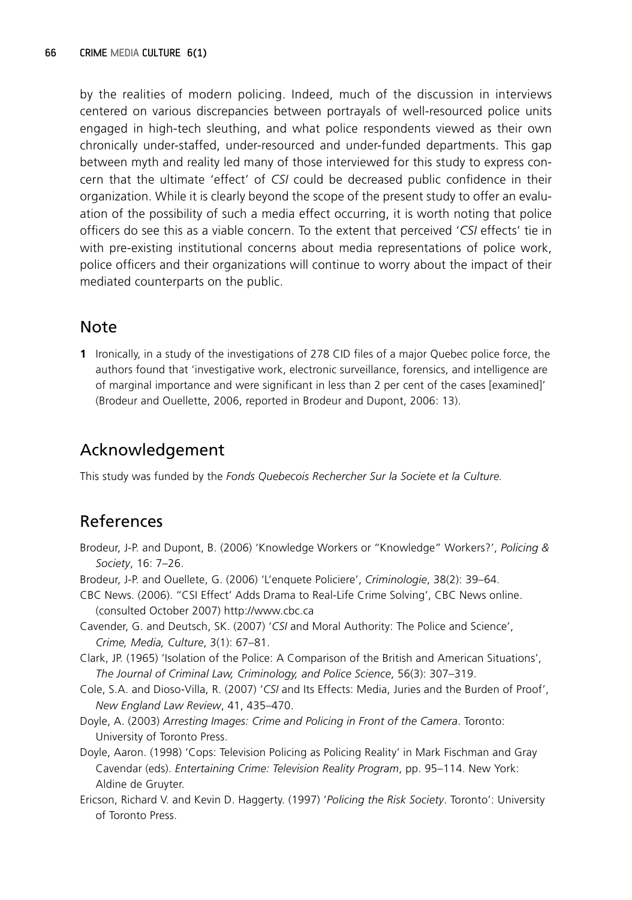by the realities of modern policing. Indeed, much of the discussion in interviews centered on various discrepancies between portrayals of well-resourced police units engaged in high-tech sleuthing, and what police respondents viewed as their own chronically under-staffed, under-resourced and under-funded departments. This gap between myth and reality led many of those interviewed for this study to express concern that the ultimate 'effect' of *CSI* could be decreased public confidence in their organization. While it is clearly beyond the scope of the present study to offer an evaluation of the possibility of such a media effect occurring, it is worth noting that police officers do see this as a viable concern. To the extent that perceived '*CSI* effects' tie in with pre-existing institutional concerns about media representations of police work, police officers and their organizations will continue to worry about the impact of their mediated counterparts on the public.

## Note

**1** Ironically, in a study of the investigations of 278 CID files of a major Quebec police force, the authors found that 'investigative work, electronic surveillance, forensics, and intelligence are of marginal importance and were significant in less than 2 per cent of the cases [examined]' (Brodeur and Ouellette, 2006, reported in Brodeur and Dupont, 2006: 13).

## Acknowledgement

This study was funded by the *Fonds Quebecois Rechercher Sur la Societe et la Culture*.

## References

Brodeur, J-P. and Dupont, B. (2006) 'Knowledge Workers or "Knowledge" Workers?', *Policing & Society*, 16: 7–26.

Brodeur, J-P. and Ouellete, G. (2006) 'L'enquete Policiere', *Criminologie*, 38(2): 39–64.

CBC News. (2006). "CSI Effect' Adds Drama to Real-Life Crime Solving', CBC News online. (consulted October 2007) http://www.cbc.ca

Cavender, G. and Deutsch, SK. (2007) '*CSI* and Moral Authority: The Police and Science', *Crime, Media, Culture*, 3(1): 67–81.

Clark, JP. (1965) 'Isolation of the Police: A Comparison of the British and American Situations', *The Journal of Criminal Law, Criminology, and Police Science*, 56(3): 307–319.

Cole, S.A. and Dioso-Villa, R. (2007) '*CSI* and Its Effects: Media, Juries and the Burden of Proof', *New England Law Review*, 41, 435–470.

Doyle, A. (2003) *Arresting Images: Crime and Policing in Front of the Camera*. Toronto: University of Toronto Press.

Doyle, Aaron. (1998) 'Cops: Television Policing as Policing Reality' in Mark Fischman and Gray Cavendar (eds). *Entertaining Crime: Television Reality Program*, pp. 95–114. New York: Aldine de Gruyter.

Ericson, Richard V. and Kevin D. Haggerty. (1997) '*Policing the Risk Society*. Toronto': University of Toronto Press.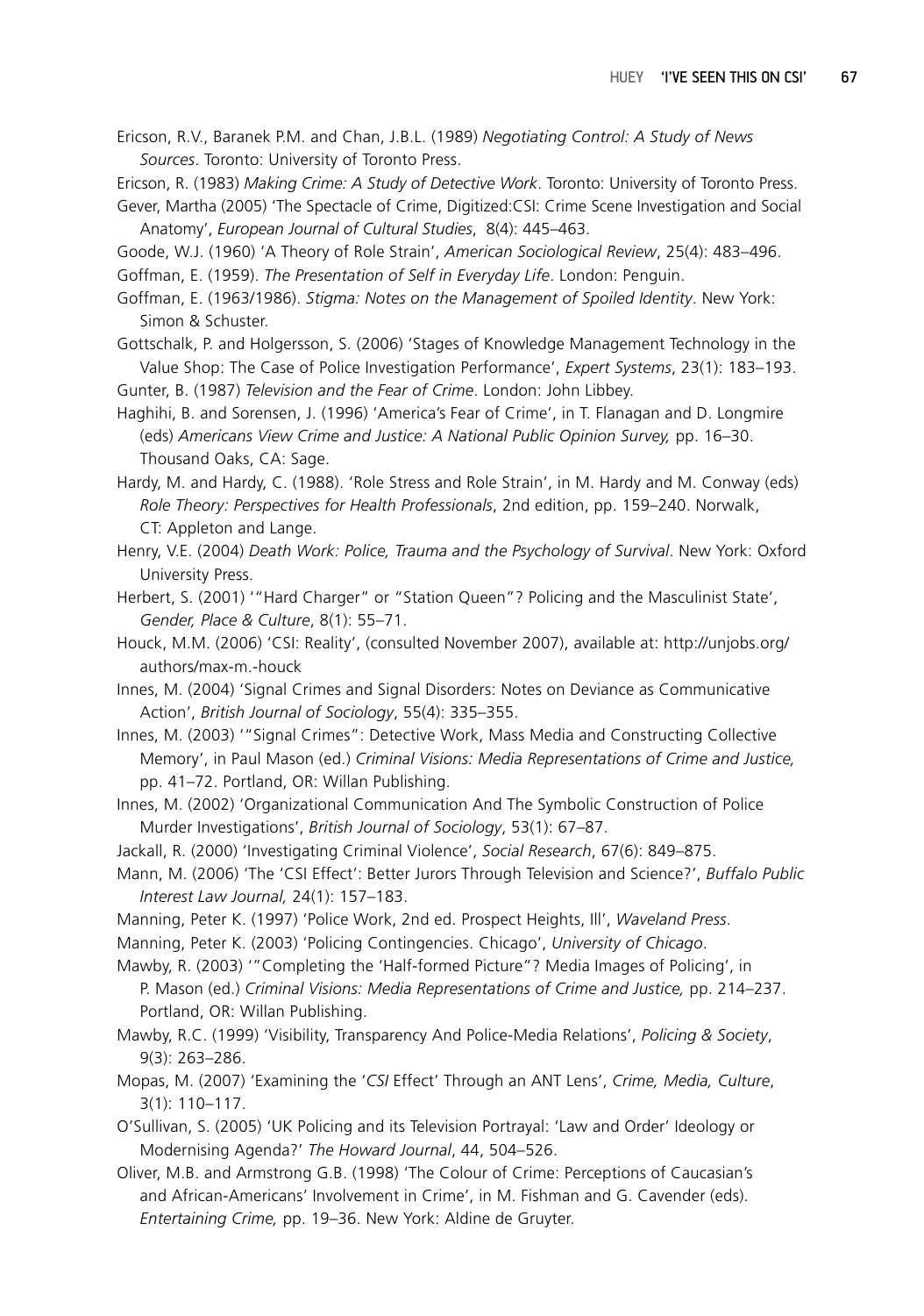Ericson, R.V., Baranek P.M. and Chan, J.B.L. (1989) *Negotiating Control: A Study of News Sources*. Toronto: University of Toronto Press.

Ericson, R. (1983) *Making Crime: A Study of Detective Work*. Toronto: University of Toronto Press.

Gever, Martha (2005) 'The Spectacle of Crime, Digitized:CSI: Crime Scene Investigation and Social Anatomy', *European Journal of Cultural Studies*, 8(4): 445–463.

Goode, W.J. (1960) 'A Theory of Role Strain', *American Sociological Review*, 25(4): 483–496.

Goffman, E. (1959). *The Presentation of Self in Everyday Life*. London: Penguin.

Goffman, E. (1963/1986). *Stigma: Notes on the Management of Spoiled Identity*. New York: Simon & Schuster.

Gottschalk, P. and Holgersson, S. (2006) 'Stages of Knowledge Management Technology in the Value Shop: The Case of Police Investigation Performance', *Expert Systems*, 23(1): 183–193.

Gunter, B. (1987) *Television and the Fear of Crime*. London: John Libbey.

Haghihi, B. and Sorensen, J. (1996) 'America's Fear of Crime', in T. Flanagan and D. Longmire (eds) *Americans View Crime and Justice: A National Public Opinion Survey,* pp. 16–30. Thousand Oaks, CA: Sage.

Hardy, M. and Hardy, C. (1988). 'Role Stress and Role Strain', in M. Hardy and M. Conway (eds) *Role Theory: Perspectives for Health Professionals*, 2nd edition, pp. 159–240. Norwalk, CT: Appleton and Lange.

Henry, V.E. (2004) *Death Work: Police, Trauma and the Psychology of Survival*. New York: Oxford University Press.

Herbert, S. (2001) '"Hard Charger" or "Station Queen"? Policing and the Masculinist State', *Gender, Place & Culture*, 8(1): 55–71.

Houck, M.M. (2006) 'CSI: Reality', (consulted November 2007), available at: http://unjobs.org/authors/max-m.-houck

Innes, M. (2004) 'Signal Crimes and Signal Disorders: Notes on Deviance as Communicative Action', *British Journal of Sociology*, 55(4): 335–355.

Innes, M. (2003) '"Signal Crimes": Detective Work, Mass Media and Constructing Collective Memory', in Paul Mason (ed.) *Criminal Visions: Media Representations of Crime and Justice,* pp. 41–72. Portland, OR: Willan Publishing.

Innes, M. (2002) 'Organizational Communication And The Symbolic Construction of Police Murder Investigations', *British Journal of Sociology*, 53(1): 67–87.

Jackall, R. (2000) 'Investigating Criminal Violence', *Social Research*, 67(6): 849–875.

Mann, M. (2006) 'The 'CSI Effect': Better Jurors Through Television and Science?', *Buffalo Public Interest Law Journal,* 24(1): 157–183.

Manning, Peter K. (1997) 'Police Work, 2nd ed. Prospect Heights, Ill', *Waveland Press*.

Manning, Peter K. (2003) 'Policing Contingencies. Chicago', *University of Chicago*.

Mawby, R. (2003) '"Completing the 'Half-formed Picture"? Media Images of Policing', in P. Mason (ed.) *Criminal Visions: Media Representations of Crime and Justice,* pp. 214–237. Portland, OR: Willan Publishing.

Mawby, R.C. (1999) 'Visibility, Transparency And Police-Media Relations', *Policing & Society*, 9(3): 263–286.

Mopas, M. (2007) 'Examining the '*CSI* Effect' Through an ANT Lens', *Crime, Media, Culture*, 3(1): 110–117.

O'Sullivan, S. (2005) 'UK Policing and its Television Portrayal: 'Law and Order' Ideology or Modernising Agenda?' *The Howard Journal*, 44, 504–526.

Oliver, M.B. and Armstrong G.B. (1998) 'The Colour of Crime: Perceptions of Caucasian's and African-Americans' Involvement in Crime', in M. Fishman and G. Cavender (eds). *Entertaining Crime,* pp. 19–36. New York: Aldine de Gruyter.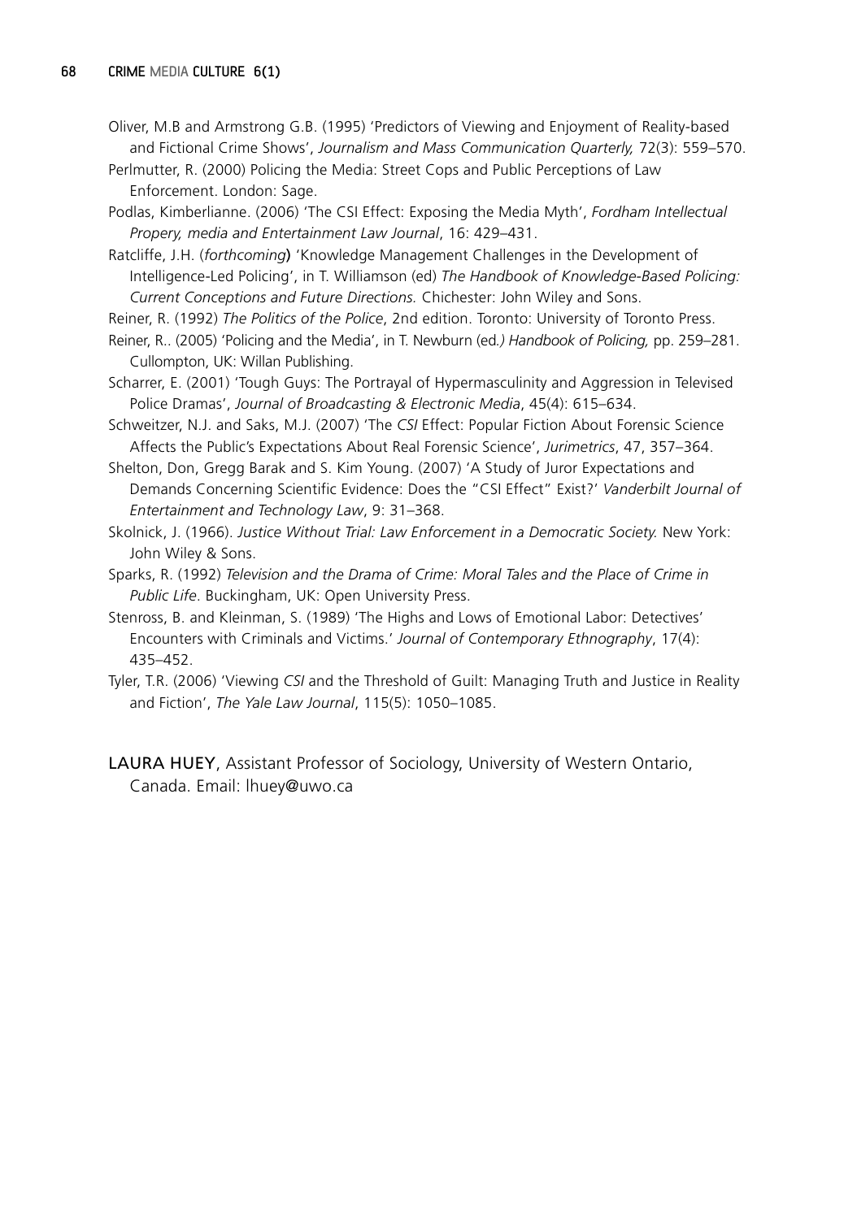Oliver, M.B and Armstrong G.B. (1995) 'Predictors of Viewing and Enjoyment of Reality-based and Fictional Crime Shows', *Journalism and Mass Communication Quarterly,* 72(3): 559–570.

Perlmutter, R. (2000) Policing the Media: Street Cops and Public Perceptions of Law Enforcement. London: Sage.

Podlas, Kimberlianne. (2006) 'The CSI Effect: Exposing the Media Myth', *Fordham Intellectual Propery, media and Entertainment Law Journal*, 16: 429–431.

Ratcliffe, J.H. (*forthcoming*) 'Knowledge Management Challenges in the Development of Intelligence-Led Policing', in T. Williamson (ed) *The Handbook of Knowledge-Based Policing: Current Conceptions and Future Directions.* Chichester: John Wiley and Sons.

Reiner, R. (1992) *The Politics of the Police*, 2nd edition. Toronto: University of Toronto Press.

Reiner, R.. (2005) 'Policing and the Media', in T. Newburn (ed*.) Handbook of Policing,* pp. 259–281. Cullompton, UK: Willan Publishing.

Scharrer, E. (2001) 'Tough Guys: The Portrayal of Hypermasculinity and Aggression in Televised Police Dramas', *Journal of Broadcasting & Electronic Media*, 45(4): 615–634.

Schweitzer, N.J. and Saks, M.J. (2007) 'The *CSI* Effect: Popular Fiction About Forensic Science Affects the Public's Expectations About Real Forensic Science', *Jurimetrics*, 47, 357–364.

Shelton, Don, Gregg Barak and S. Kim Young. (2007) 'A Study of Juror Expectations and Demands Concerning Scientific Evidence: Does the "CSI Effect" Exist?' *Vanderbilt Journal of Entertainment and Technology Law*, 9: 31–368.

Skolnick, J. (1966). *Justice Without Trial: Law Enforcement in a Democratic Society.* New York: John Wiley & Sons.

Sparks, R. (1992) *Television and the Drama of Crime: Moral Tales and the Place of Crime in Public Life.* Buckingham, UK: Open University Press.

Stenross, B. and Kleinman, S. (1989) 'The Highs and Lows of Emotional Labor: Detectives' Encounters with Criminals and Victims.' *Journal of Contemporary Ethnography*, 17(4): 435–452.

Tyler, T.R. (2006) 'Viewing *CSI* and the Threshold of Guilt: Managing Truth and Justice in Reality and Fiction', *The Yale Law Journal*, 115(5): 1050–1085.

LAURA HUEY, Assistant Professor of Sociology, University of Western Ontario, Canada. Email: lhuey@uwo.ca